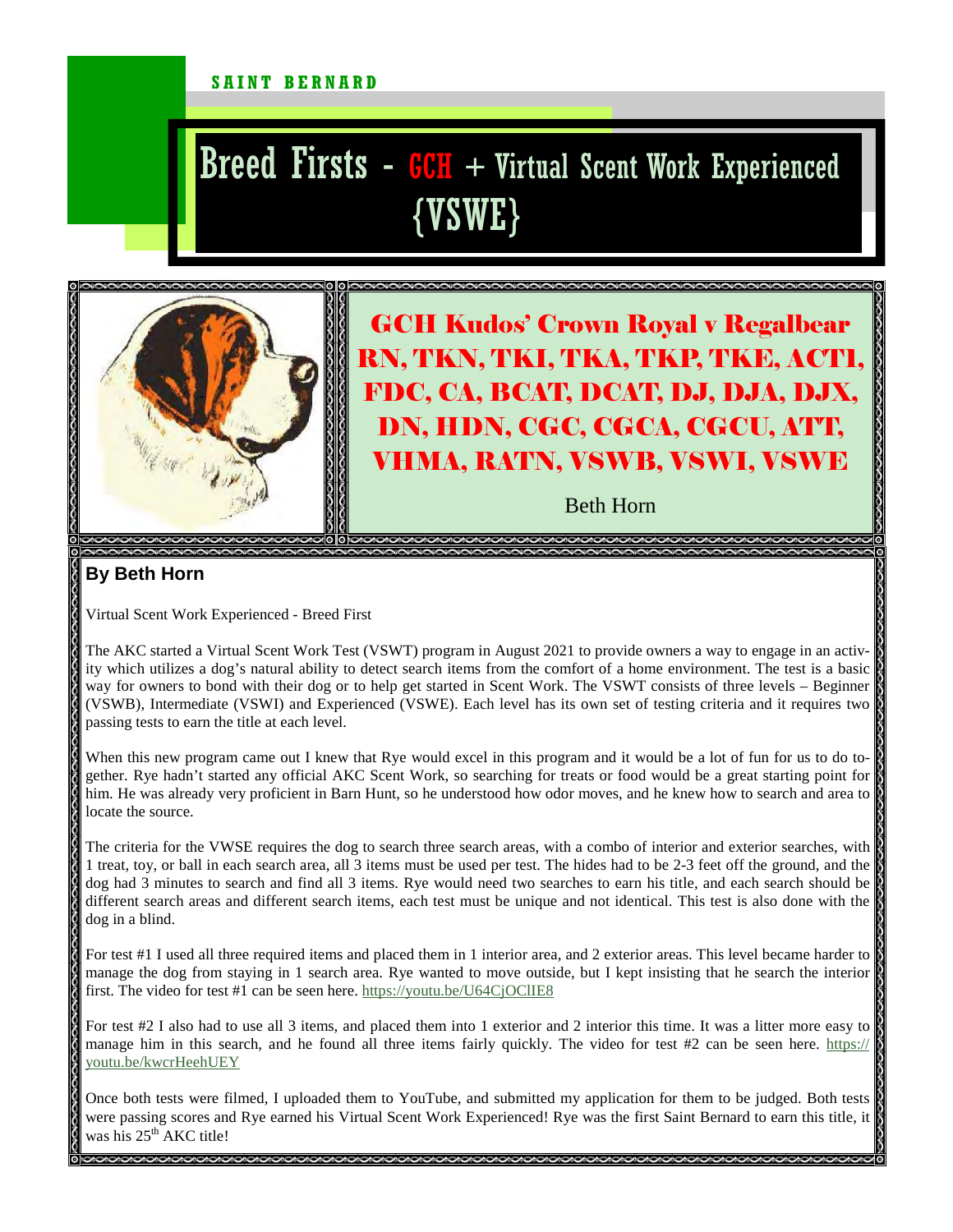SAINT BERNARD

# Breed Firsts - GCH + Virtual Scent Work Experienced {VSWE}

## GCH Kudos' Crown Royal v Regalbear RN, TKN, TKI, TKA, TKP, TKE, ACT1, FDC, CA, BCAT, DCAT, DJ, DJA, DJX, DN, HDN, CGC, CGCA, CGCU, ATT, VHMA, RATN, VSWB, VSWI, VSWE

Beth Horn

**By Beth Horn**

Virtual Scent Work Experienced - Breed First

The AKC started a Virtual Scent Work Test (VSWT) program in August 2021 to provide owners a way to engage in an activity which utilizes a dog's natural ability to detect search items from the comfort of a home environment. The test is a basic way for owners to bond with their dog or to help get started in Scent Work. The VSWT consists of three levels – Beginner (VSWB), Intermediate (VSWI) and Experienced (VSWE). Each level has its own set of testing criteria and it requires two passing tests to earn the title at each level.

When this new program came out I knew that Rye would excel in this program and it would be a lot of fun for us to do together. Rye hadn't started any official AKC Scent Work, so searching for treats or food would be a great starting point for him. He was already very proficient in Barn Hunt, so he understood how odor moves, and he knew how to search and area to locate the source.

The criteria for the VWSE requires the dog to search three search areas, with a combo of interior and exterior searches, with 1 treat, toy, or ball in each search area, all 3 items must be used per test. The hides had to be 2-3 feet off the ground, and the dog had 3 minutes to search and find all 3 items. Rye would need two searches to earn his title, and each search should be different search areas and different search items, each test must be unique and not identical. This test is also done with the dog in a blind.

For test #1 I used all three required items and placed them in 1 interior area, and 2 exterior areas. This level became harder to manage the dog from staying in 1 search area. Rye wanted to move outside, but I kept insisting that he search the interior first. The video for test #1 can be seen here. https://youtu.be/U64CjOClIE8

For test #2 I also had to use all 3 items, and placed them into 1 exterior and 2 interior this time. It was a litter more easy to manage him in this search, and he found all three items fairly quickly. The video for test #2 can be seen here. https://youtu.be/kwcrHeehUEY

Once both tests were filmed, I uploaded them to YouTube, and submitted my application for them to be judged. Both tests were passing scores and Rye earned his Virtual Scent Work Experienced! Rye was the first Saint Bernard to earn this title, it was his 25th AKC title!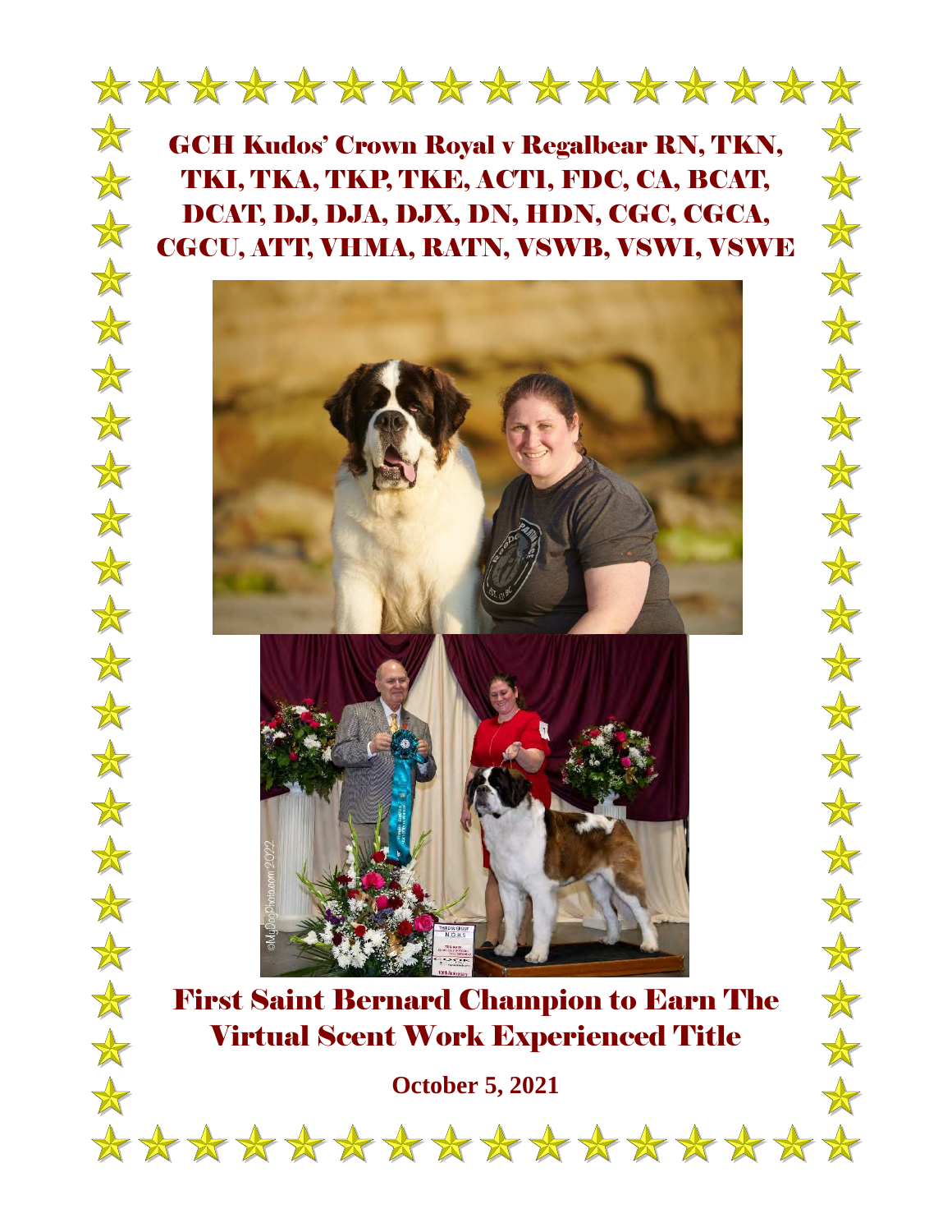# GCH Kudos' Crown Royal v Regalbear RN, TKN, TKI, TKA, TKP, TKE, ACT1, FDC, CA, BCAT, DCAT, DJ, DJA, DJX, DN, HDN, CGC, CGCA, CGCU, ATT, VHMA, RATN, VSWB, VSWI, VSWE

# First Saint Bernard Champion to Earn The Virtual Scent Work Experienced Title

**October 5, 2021**